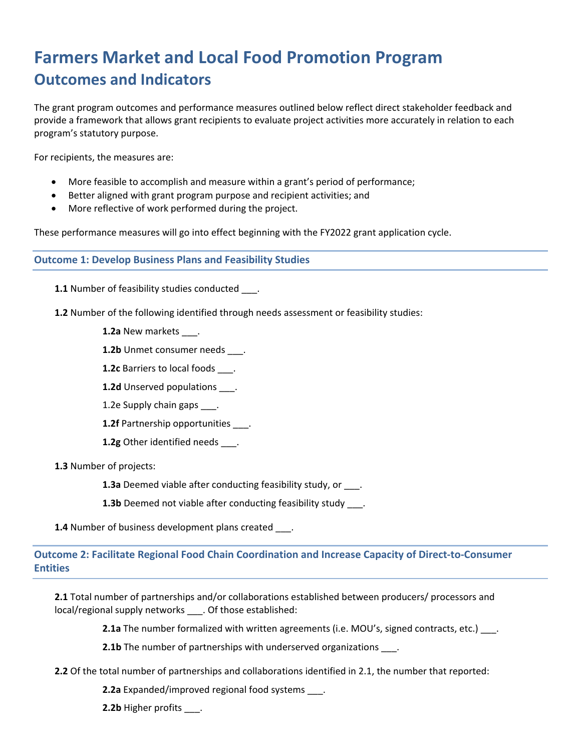# Farmers Market and Local Food Promotion Program
## Outcomes and Indicators

The grant program outcomes and performance measures outlined below reflect direct stakeholder feedback and provide a framework that allows grant recipients to evaluate project activities more accurately in relation to each program's statutory purpose.

For recipients, the measures are:

- More feasible to accomplish and measure within a grant's period of performance;
- Better aligned with grant program purpose and recipient activities; and
- More reflective of work performed during the project.

These performance measures will go into effect beginning with the FY2022 grant application cycle.

### Outcome 1: Develop Business Plans and Feasibility Studies

**1.1** Number of feasibility studies conducted ___.

**1.2** Number of the following identified through needs assessment or feasibility studies:

> **1.2a** New markets ___.
>
> **1.2b** Unmet consumer needs ___.
>
> **1.2c** Barriers to local foods ___.
>
> **1.2d** Unserved populations ___.
>
> 1.2e Supply chain gaps ___.
>
> **1.2f** Partnership opportunities ___.
>
> **1.2g** Other identified needs ___.

**1.3** Number of projects:

> **1.3a** Deemed viable after conducting feasibility study, or ___.
>
> **1.3b** Deemed not viable after conducting feasibility study ___.

**1.4** Number of business development plans created ___.

### Outcome 2: Facilitate Regional Food Chain Coordination and Increase Capacity of Direct-to-Consumer Entities

**2.1** Total number of partnerships and/or collaborations established between producers/ processors and local/regional supply networks ___. Of those established:

> **2.1a** The number formalized with written agreements (i.e. MOU's, signed contracts, etc.) ___.
>
> **2.1b** The number of partnerships with underserved organizations ___.

**2.2** Of the total number of partnerships and collaborations identified in 2.1, the number that reported:

> **2.2a** Expanded/improved regional food systems ___.
>
> **2.2b** Higher profits ___.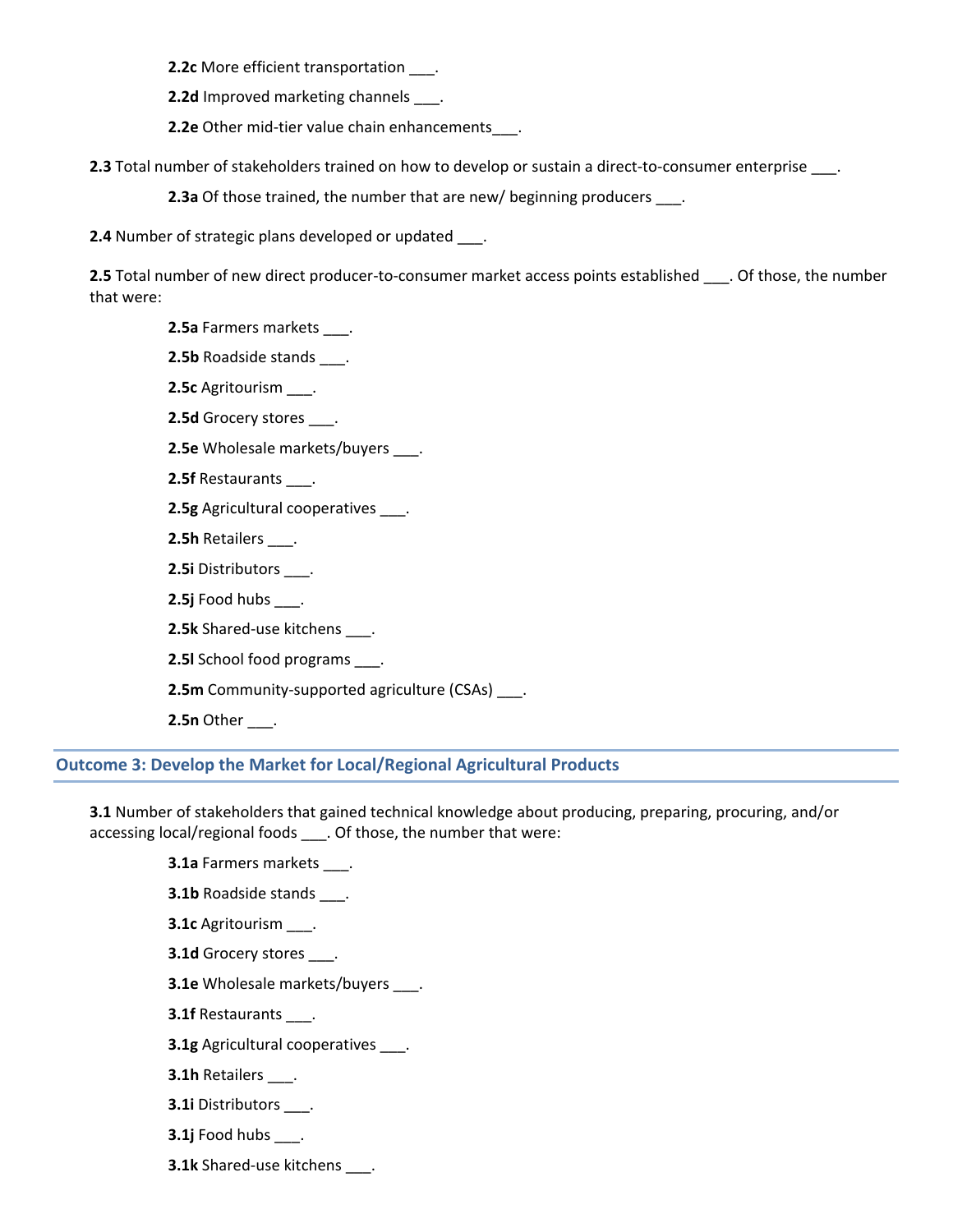**2.2c** More efficient transportation ___.

**2.2d** Improved marketing channels ___.

**2.2e** Other mid-tier value chain enhancements___.

**2.3** Total number of stakeholders trained on how to develop or sustain a direct-to-consumer enterprise ___.

**2.3a** Of those trained, the number that are new/ beginning producers ___.

**2.4** Number of strategic plans developed or updated ___.

**2.5** Total number of new direct producer-to-consumer market access points established ___. Of those, the number that were:

**2.5a** Farmers markets ___.

**2.5b** Roadside stands ___.

**2.5c** Agritourism ___.

**2.5d** Grocery stores ___.

**2.5e** Wholesale markets/buyers ___.

**2.5f** Restaurants ___.

**2.5g** Agricultural cooperatives ___.

**2.5h** Retailers ___.

**2.5i** Distributors ___.

**2.5j** Food hubs ___.

**2.5k** Shared-use kitchens ___.

**2.5l** School food programs ___.

**2.5m** Community-supported agriculture (CSAs) ___.

**2.5n** Other ___.

## Outcome 3: Develop the Market for Local/Regional Agricultural Products

**3.1** Number of stakeholders that gained technical knowledge about producing, preparing, procuring, and/or accessing local/regional foods ___. Of those, the number that were:

**3.1a** Farmers markets ___.

**3.1b** Roadside stands ___.

**3.1c** Agritourism ___.

**3.1d** Grocery stores ___.

**3.1e** Wholesale markets/buyers ___.

**3.1f** Restaurants ___.

**3.1g** Agricultural cooperatives ___.

**3.1h** Retailers ___.

**3.1i** Distributors ___.

**3.1j** Food hubs ___.

**3.1k** Shared-use kitchens ___.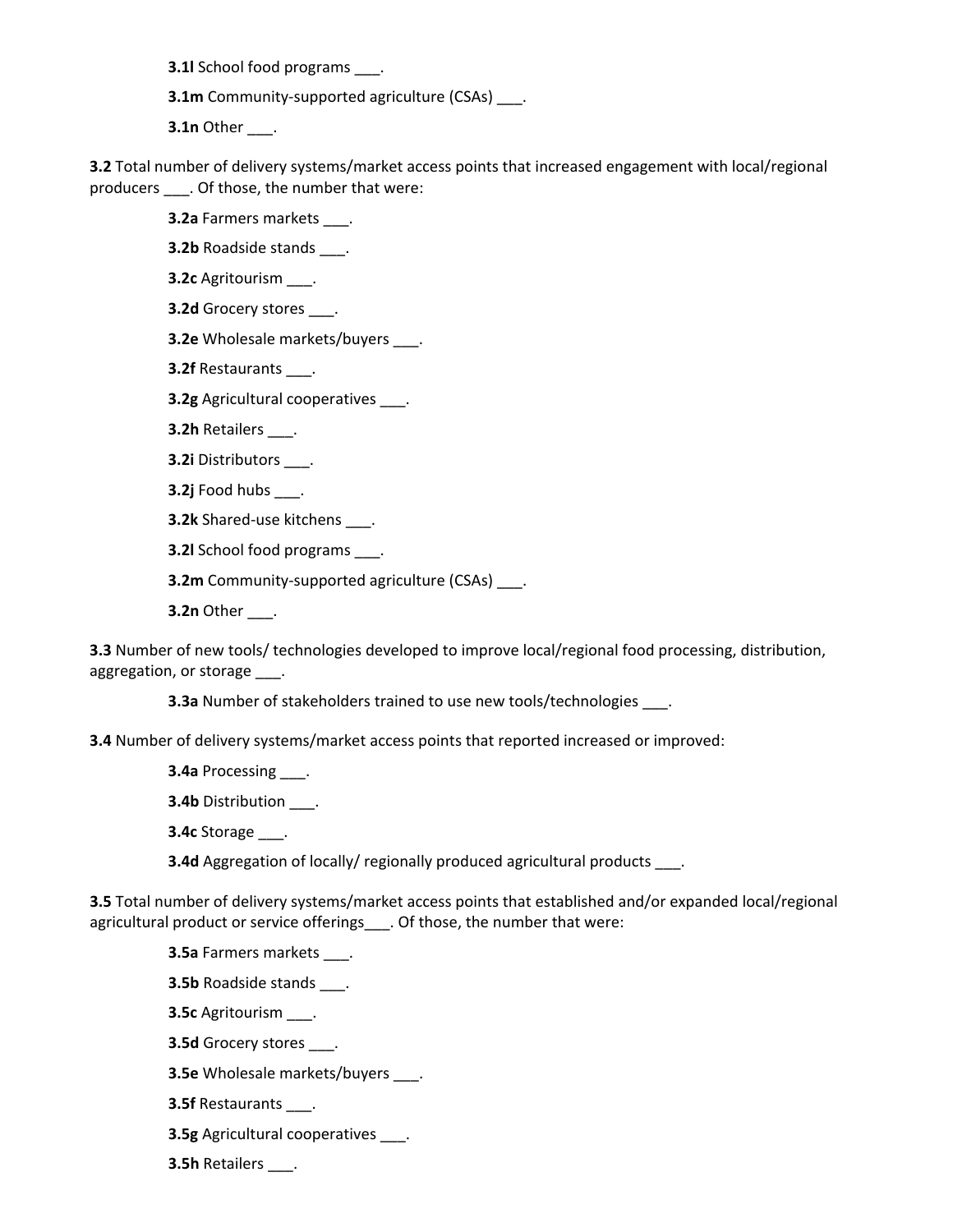**3.1l** School food programs ___.

**3.1m** Community-supported agriculture (CSAs) ___.

**3.1n** Other ___.

**3.2** Total number of delivery systems/market access points that increased engagement with local/regional producers ___. Of those, the number that were:

**3.2a** Farmers markets ___.

**3.2b** Roadside stands ___.

**3.2c** Agritourism ___.

**3.2d** Grocery stores ___.

**3.2e** Wholesale markets/buyers ___.

**3.2f** Restaurants ___.

**3.2g** Agricultural cooperatives ___.

**3.2h** Retailers ___.

**3.2i** Distributors ___.

**3.2j** Food hubs ___.

**3.2k** Shared-use kitchens ___.

**3.2l** School food programs ___.

**3.2m** Community-supported agriculture (CSAs) ___.

**3.2n** Other ___.

**3.3** Number of new tools/ technologies developed to improve local/regional food processing, distribution, aggregation, or storage ___.

**3.3a** Number of stakeholders trained to use new tools/technologies ___.

**3.4** Number of delivery systems/market access points that reported increased or improved:

**3.4a** Processing ___.

**3.4b** Distribution ___.

**3.4c** Storage ___.

**3.4d** Aggregation of locally/ regionally produced agricultural products ___.

**3.5** Total number of delivery systems/market access points that established and/or expanded local/regional agricultural product or service offerings___. Of those, the number that were:

**3.5a** Farmers markets ___.

**3.5b** Roadside stands ___.

**3.5c** Agritourism ___.

**3.5d** Grocery stores ___.

**3.5e** Wholesale markets/buyers ___.

**3.5f** Restaurants ___.

**3.5g** Agricultural cooperatives ___.

**3.5h** Retailers ___.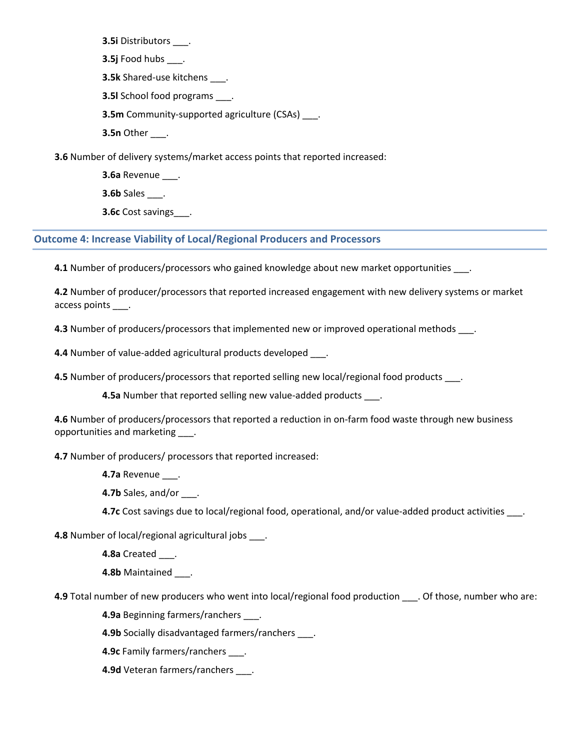**3.5i** Distributors ___.

**3.5j** Food hubs ___.

**3.5k** Shared-use kitchens ___.

**3.5l** School food programs ___.

**3.5m** Community-supported agriculture (CSAs) ___.

**3.5n** Other ___.

**3.6** Number of delivery systems/market access points that reported increased:

**3.6a** Revenue ___.

**3.6b** Sales ___.

**3.6c** Cost savings___.

## Outcome 4: Increase Viability of Local/Regional Producers and Processors

**4.1** Number of producers/processors who gained knowledge about new market opportunities ___.

**4.2** Number of producer/processors that reported increased engagement with new delivery systems or market access points ___.

**4.3** Number of producers/processors that implemented new or improved operational methods ___.

**4.4** Number of value-added agricultural products developed ___.

**4.5** Number of producers/processors that reported selling new local/regional food products ___.

**4.5a** Number that reported selling new value-added products ___.

**4.6** Number of producers/processors that reported a reduction in on-farm food waste through new business opportunities and marketing ___.

**4.7** Number of producers/ processors that reported increased:

**4.7a** Revenue ___.

**4.7b** Sales, and/or ___.

**4.7c** Cost savings due to local/regional food, operational, and/or value-added product activities ___.

**4.8** Number of local/regional agricultural jobs ___.

**4.8a** Created ___.

**4.8b** Maintained ___.

**4.9** Total number of new producers who went into local/regional food production ___. Of those, number who are:

**4.9a** Beginning farmers/ranchers ___.

**4.9b** Socially disadvantaged farmers/ranchers ___.

**4.9c** Family farmers/ranchers ___.

**4.9d** Veteran farmers/ranchers ___.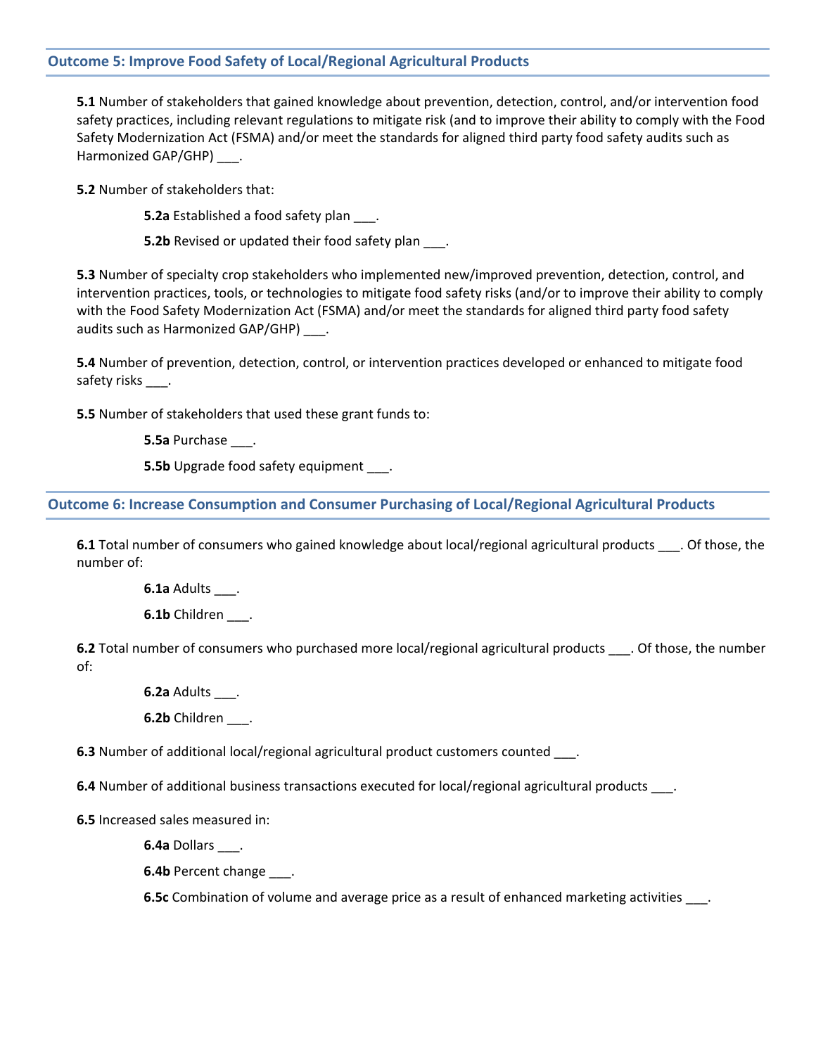## Outcome 5: Improve Food Safety of Local/Regional Agricultural Products

**5.1** Number of stakeholders that gained knowledge about prevention, detection, control, and/or intervention food safety practices, including relevant regulations to mitigate risk (and to improve their ability to comply with the Food Safety Modernization Act (FSMA) and/or meet the standards for aligned third party food safety audits such as Harmonized GAP/GHP) ___.

**5.2** Number of stakeholders that:

> **5.2a** Established a food safety plan ___.
>
> **5.2b** Revised or updated their food safety plan ___.

**5.3** Number of specialty crop stakeholders who implemented new/improved prevention, detection, control, and intervention practices, tools, or technologies to mitigate food safety risks (and/or to improve their ability to comply with the Food Safety Modernization Act (FSMA) and/or meet the standards for aligned third party food safety audits such as Harmonized GAP/GHP) ___.

**5.4** Number of prevention, detection, control, or intervention practices developed or enhanced to mitigate food safety risks ___.

**5.5** Number of stakeholders that used these grant funds to:

> **5.5a** Purchase ___.
>
> **5.5b** Upgrade food safety equipment ___.

## Outcome 6: Increase Consumption and Consumer Purchasing of Local/Regional Agricultural Products

**6.1** Total number of consumers who gained knowledge about local/regional agricultural products ___. Of those, the number of:

> **6.1a** Adults ___.
>
> **6.1b** Children ___.

**6.2** Total number of consumers who purchased more local/regional agricultural products ___. Of those, the number of:

> **6.2a** Adults ___.
>
> **6.2b** Children ___.

**6.3** Number of additional local/regional agricultural product customers counted ___.

**6.4** Number of additional business transactions executed for local/regional agricultural products ___.

**6.5** Increased sales measured in:

> **6.4a** Dollars ___.
>
> **6.4b** Percent change ___.
>
> **6.5c** Combination of volume and average price as a result of enhanced marketing activities ___.